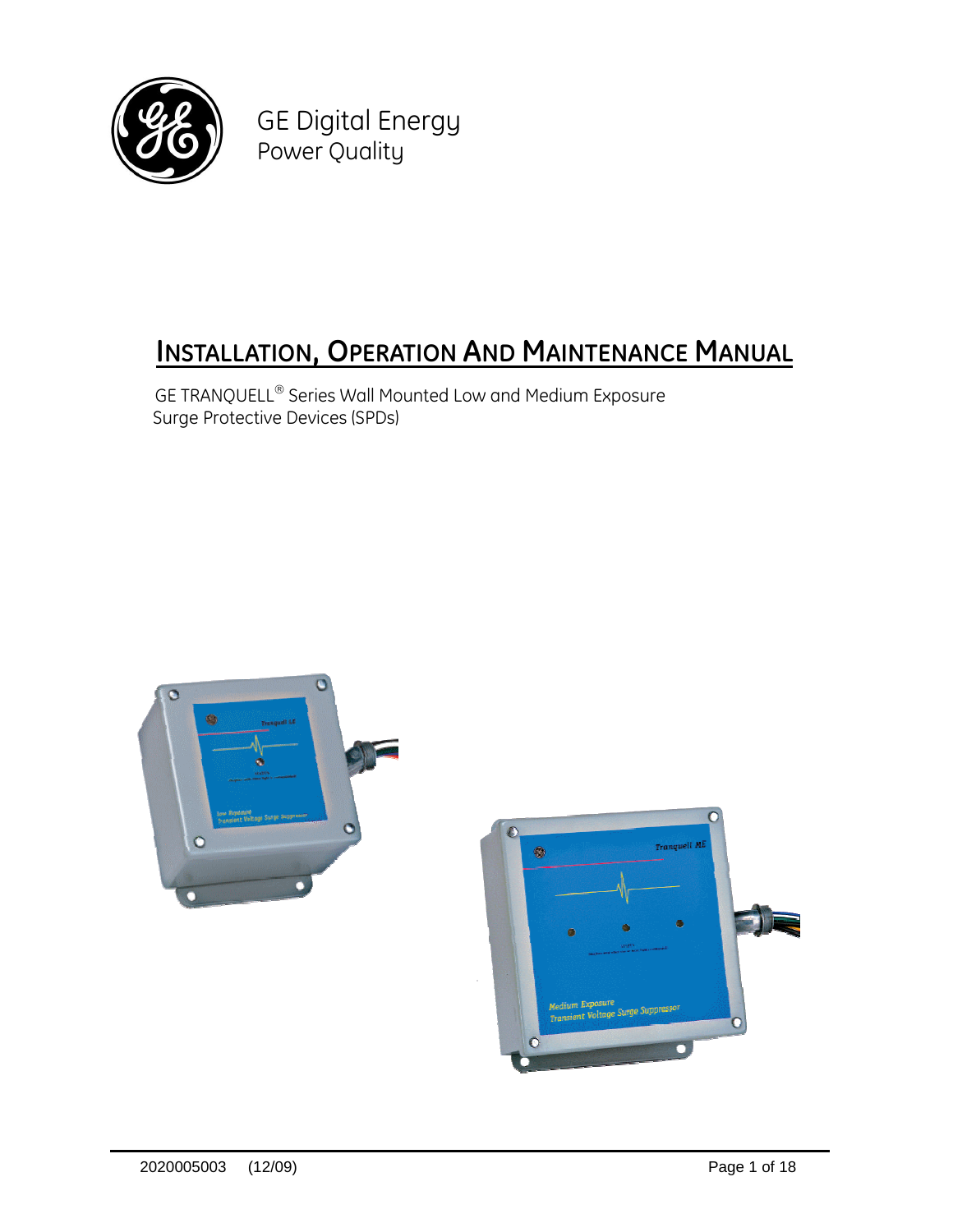GE Digital Energy
Power Quality

# INSTALLATION, OPERATION AND MAINTENANCE MANUAL

GE TRANQUELL® Series Wall Mounted Low and Medium Exposure Surge Protective Devices (SPDs)

2020005003 (12/09)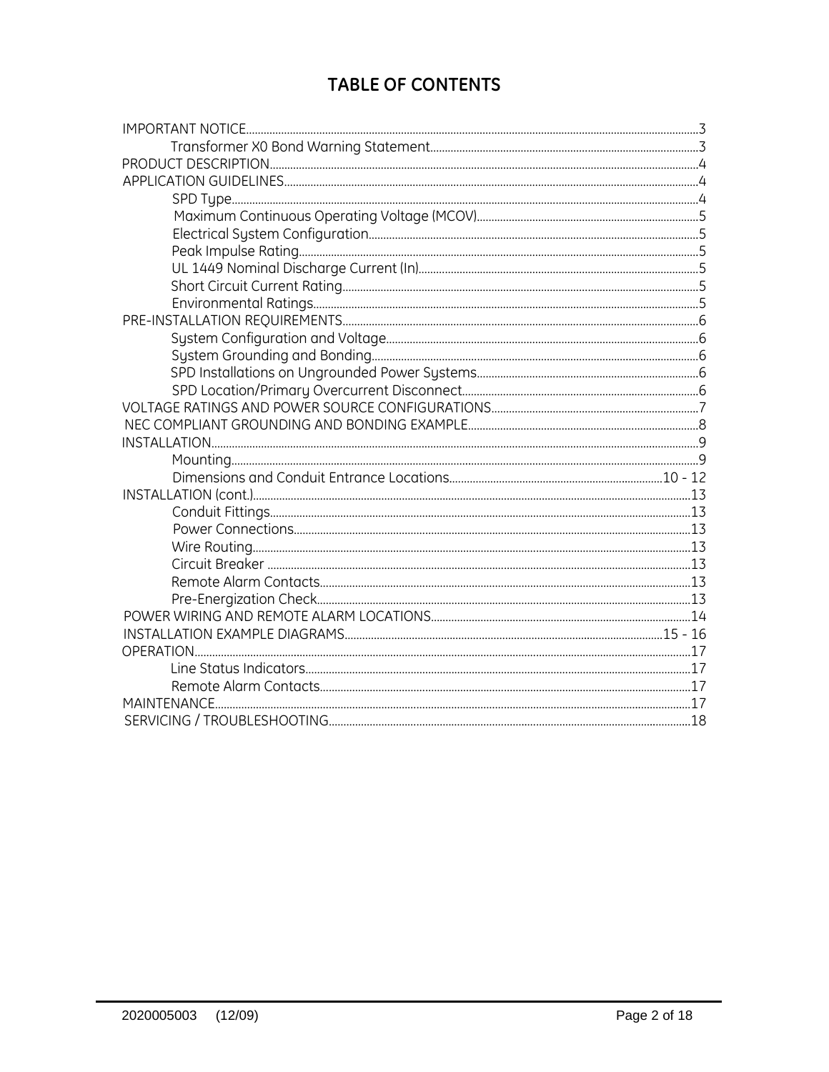# TABLE OF CONTENTS

IMPORTANT NOTICE........................................................................3

- Transformer X0 Bond Warning Statement........................................3

PRODUCT DESCRIPTION...................................................................4

APPLICATION GUIDELINES...............................................................4

- SPD Type..............................................................................4
- Maximum Continuous Operating Voltage (MCOV)...................................5
- Electrical System Configuration..................................................5
- Peak Impulse Rating.................................................................5
- UL 1449 Nominal Discharge Current (In).........................................5
- Short Circuit Current Rating.......................................................5
- Environmental Ratings...............................................................5

PRE-INSTALLATION REQUIREMENTS.....................................................6

- System Configuration and Voltage.................................................6
- System Grounding and Bonding.....................................................6
- SPD Installations on Ungrounded Power Systems...............................6
- SPD Location/Primary Overcurrent Disconnect...................................6

VOLTAGE RATINGS AND POWER SOURCE CONFIGURATIONS.........................7

NEC COMPLIANT GROUNDING AND BONDING EXAMPLE...............................8

INSTALLATION..............................................................................9

- Mounting................................................................................9
- Dimensions and Conduit Entrance Locations..............................10 - 12

INSTALLATION (cont.)...................................................................13

- Conduit Fittings.......................................................................13
- Power Connections...................................................................13
- Wire Routing..........................................................................13
- Circuit Breaker .......................................................................13
- Remote Alarm Contacts.............................................................13
- Pre-Energization Check.............................................................13

POWER WIRING AND REMOTE ALARM LOCATIONS....................................14

INSTALLATION EXAMPLE DIAGRAMS.............................................15 - 16

OPERATION................................................................................17

- Line Status Indicators...............................................................17
- Remote Alarm Contacts.............................................................17

MAINTENANCE.............................................................................17

SERVICING / TROUBLESHOOTING......................................................18

2020005003 (12/09)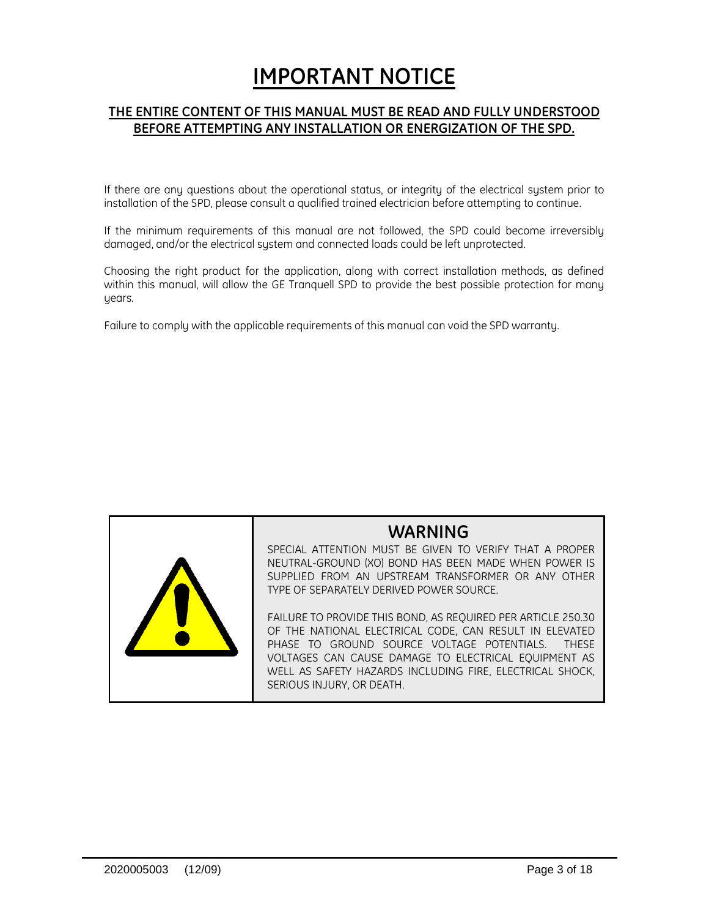# IMPORTANT NOTICE

## THE ENTIRE CONTENT OF THIS MANUAL MUST BE READ AND FULLY UNDERSTOOD BEFORE ATTEMPTING ANY INSTALLATION OR ENERGIZATION OF THE SPD.

If there are any questions about the operational status, or integrity of the electrical system prior to installation of the SPD, please consult a qualified trained electrician before attempting to continue.

If the minimum requirements of this manual are not followed, the SPD could become irreversibly damaged, and/or the electrical system and connected loads could be left unprotected.

Choosing the right product for the application, along with correct installation methods, as defined within this manual, will allow the GE Tranquell SPD to provide the best possible protection for many years.

Failure to comply with the applicable requirements of this manual can void the SPD warranty.

## WARNING

SPECIAL ATTENTION MUST BE GIVEN TO VERIFY THAT A PROPER NEUTRAL-GROUND (XO) BOND HAS BEEN MADE WHEN POWER IS SUPPLIED FROM AN UPSTREAM TRANSFORMER OR ANY OTHER TYPE OF SEPARATELY DERIVED POWER SOURCE.

FAILURE TO PROVIDE THIS BOND, AS REQUIRED PER ARTICLE 250.30 OF THE NATIONAL ELECTRICAL CODE, CAN RESULT IN ELEVATED PHASE TO GROUND SOURCE VOLTAGE POTENTIALS. THESE VOLTAGES CAN CAUSE DAMAGE TO ELECTRICAL EQUIPMENT AS WELL AS SAFETY HAZARDS INCLUDING FIRE, ELECTRICAL SHOCK, SERIOUS INJURY, OR DEATH.

2020005003 (12/09)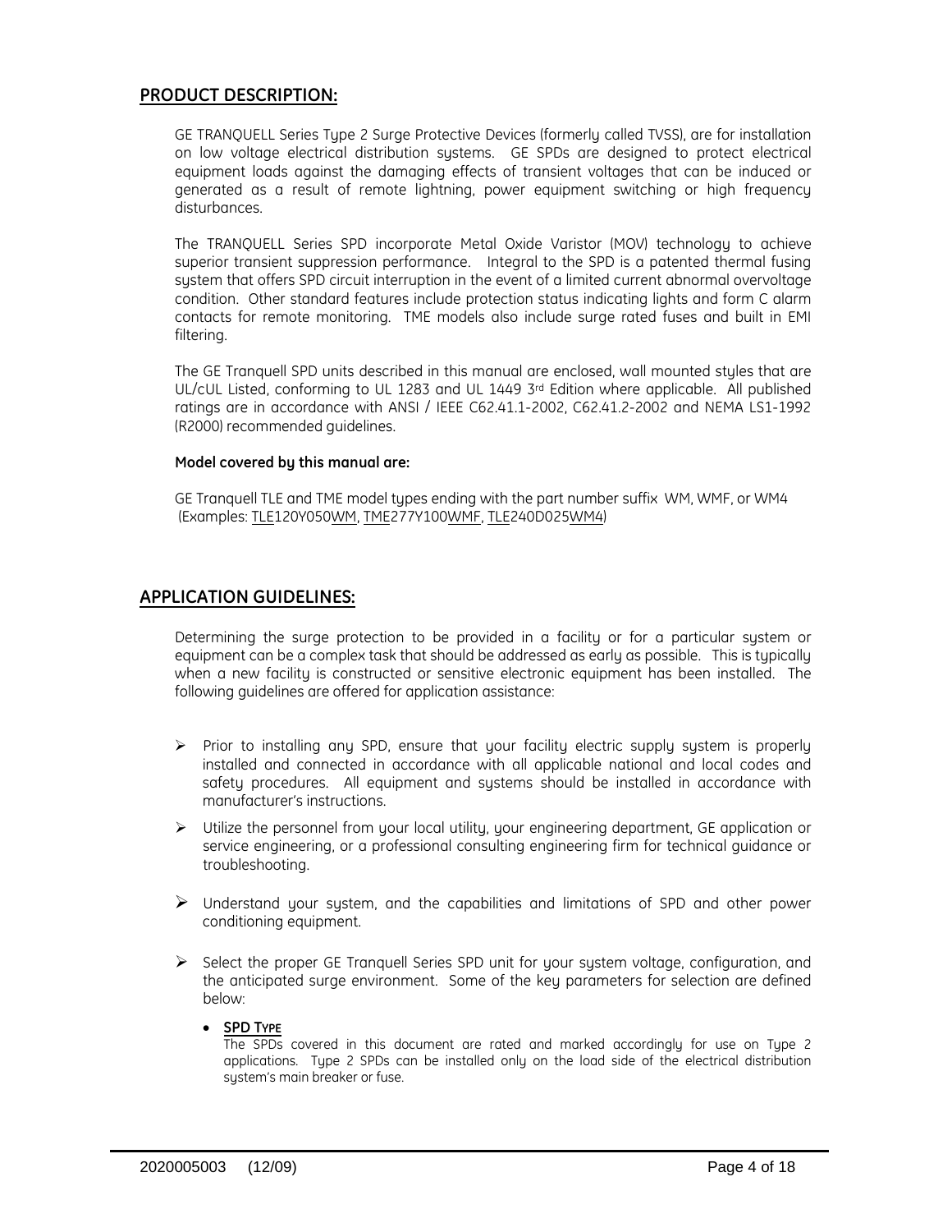## PRODUCT DESCRIPTION:

GE TRANQUELL Series Type 2 Surge Protective Devices (formerly called TVSS), are for installation on low voltage electrical distribution systems. GE SPDs are designed to protect electrical equipment loads against the damaging effects of transient voltages that can be induced or generated as a result of remote lightning, power equipment switching or high frequency disturbances.

The TRANQUELL Series SPD incorporate Metal Oxide Varistor (MOV) technology to achieve superior transient suppression performance. Integral to the SPD is a patented thermal fusing system that offers SPD circuit interruption in the event of a limited current abnormal overvoltage condition. Other standard features include protection status indicating lights and form C alarm contacts for remote monitoring. TME models also include surge rated fuses and built in EMI filtering.

The GE Tranquell SPD units described in this manual are enclosed, wall mounted styles that are UL/cUL Listed, conforming to UL 1283 and UL 1449 3rd Edition where applicable. All published ratings are in accordance with ANSI / IEEE C62.41.1-2002, C62.41.2-2002 and NEMA LS1-1992 (R2000) recommended guidelines.

**Model covered by this manual are:**

GE Tranquell TLE and TME model types ending with the part number suffix WM, WMF, or WM4 (Examples: TLE120Y050WM, TME277Y100WMF, TLE240D025WM4)

## APPLICATION GUIDELINES:

Determining the surge protection to be provided in a facility or for a particular system or equipment can be a complex task that should be addressed as early as possible. This is typically when a new facility is constructed or sensitive electronic equipment has been installed. The following guidelines are offered for application assistance:

- Prior to installing any SPD, ensure that your facility electric supply system is properly installed and connected in accordance with all applicable national and local codes and safety procedures. All equipment and systems should be installed in accordance with manufacturer's instructions.
- Utilize the personnel from your local utility, your engineering department, GE application or service engineering, or a professional consulting engineering firm for technical guidance or troubleshooting.
- Understand your system, and the capabilities and limitations of SPD and other power conditioning equipment.
- Select the proper GE Tranquell Series SPD unit for your system voltage, configuration, and the anticipated surge environment. Some of the key parameters for selection are defined below:
  - **SPD TYPE**
    The SPDs covered in this document are rated and marked accordingly for use on Type 2 applications. Type 2 SPDs can be installed only on the load side of the electrical distribution system's main breaker or fuse.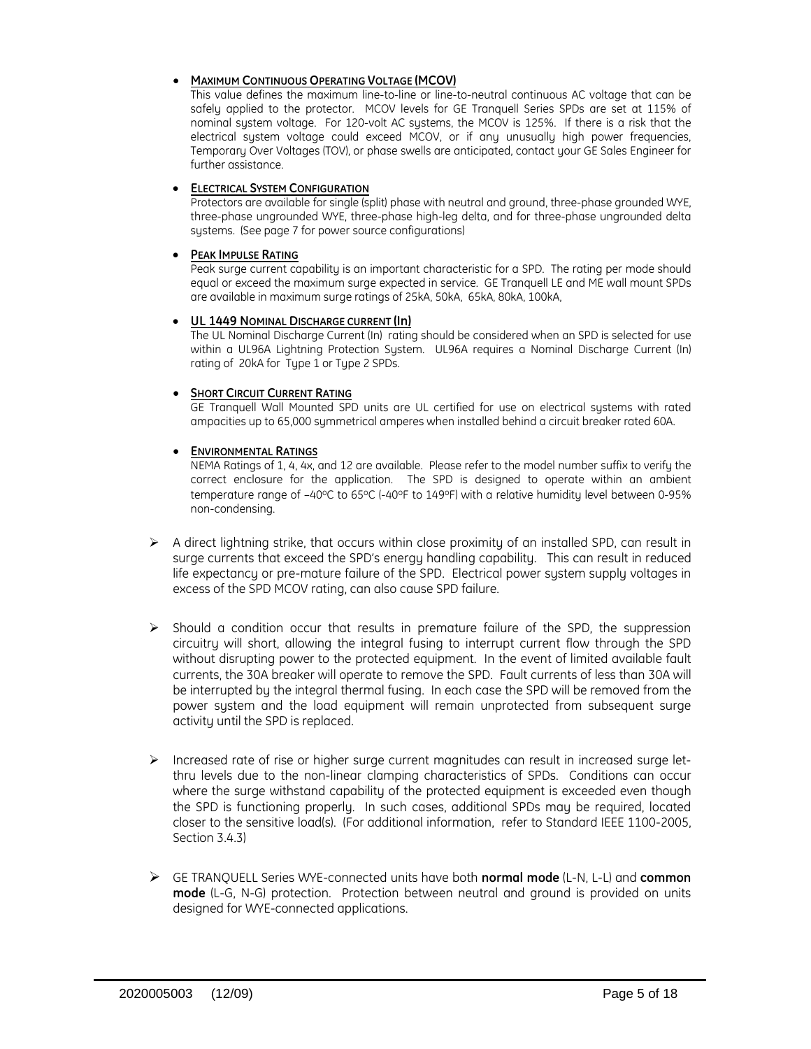- **MAXIMUM CONTINUOUS OPERATING VOLTAGE (MCOV)**
  This value defines the maximum line-to-line or line-to-neutral continuous AC voltage that can be safely applied to the protector. MCOV levels for GE Tranquell Series SPDs are set at 115% of nominal system voltage. For 120-volt AC systems, the MCOV is 125%. If there is a risk that the electrical system voltage could exceed MCOV, or if any unusually high power frequencies, Temporary Over Voltages (TOV), or phase swells are anticipated, contact your GE Sales Engineer for further assistance.

- **ELECTRICAL SYSTEM CONFIGURATION**
  Protectors are available for single (split) phase with neutral and ground, three-phase grounded WYE, three-phase ungrounded WYE, three-phase high-leg delta, and for three-phase ungrounded delta systems. (See page 7 for power source configurations)

- **PEAK IMPULSE RATING**
  Peak surge current capability is an important characteristic for a SPD. The rating per mode should equal or exceed the maximum surge expected in service. GE Tranquell LE and ME wall mount SPDs are available in maximum surge ratings of 25kA, 50kA, 65kA, 80kA, 100kA,

- **UL 1449 NOMINAL DISCHARGE CURRENT (In)**
  The UL Nominal Discharge Current (In) rating should be considered when an SPD is selected for use within a UL96A Lightning Protection System. UL96A requires a Nominal Discharge Current (In) rating of 20kA for Type 1 or Type 2 SPDs.

- **SHORT CIRCUIT CURRENT RATING**
  GE Tranquell Wall Mounted SPD units are UL certified for use on electrical systems with rated ampacities up to 65,000 symmetrical amperes when installed behind a circuit breaker rated 60A.

- **ENVIRONMENTAL RATINGS**
  NEMA Ratings of 1, 4, 4x, and 12 are available. Please refer to the model number suffix to verify the correct enclosure for the application. The SPD is designed to operate within an ambient temperature range of –40ºC to 65ºC (-40ºF to 149ºF) with a relative humidity level between 0-95% non-condensing.

- A direct lightning strike, that occurs within close proximity of an installed SPD, can result in surge currents that exceed the SPD's energy handling capability. This can result in reduced life expectancy or pre-mature failure of the SPD. Electrical power system supply voltages in excess of the SPD MCOV rating, can also cause SPD failure.

- Should a condition occur that results in premature failure of the SPD, the suppression circuitry will short, allowing the integral fusing to interrupt current flow through the SPD without disrupting power to the protected equipment. In the event of limited available fault currents, the 30A breaker will operate to remove the SPD. Fault currents of less than 30A will be interrupted by the integral thermal fusing. In each case the SPD will be removed from the power system and the load equipment will remain unprotected from subsequent surge activity until the SPD is replaced.

- Increased rate of rise or higher surge current magnitudes can result in increased surge let-thru levels due to the non-linear clamping characteristics of SPDs. Conditions can occur where the surge withstand capability of the protected equipment is exceeded even though the SPD is functioning properly. In such cases, additional SPDs may be required, located closer to the sensitive load(s). (For additional information, refer to Standard IEEE 1100-2005, Section 3.4.3)

- GE TRANQUELL Series WYE-connected units have both **normal mode** (L-N, L-L) and **common mode** (L-G, N-G) protection. Protection between neutral and ground is provided on units designed for WYE-connected applications.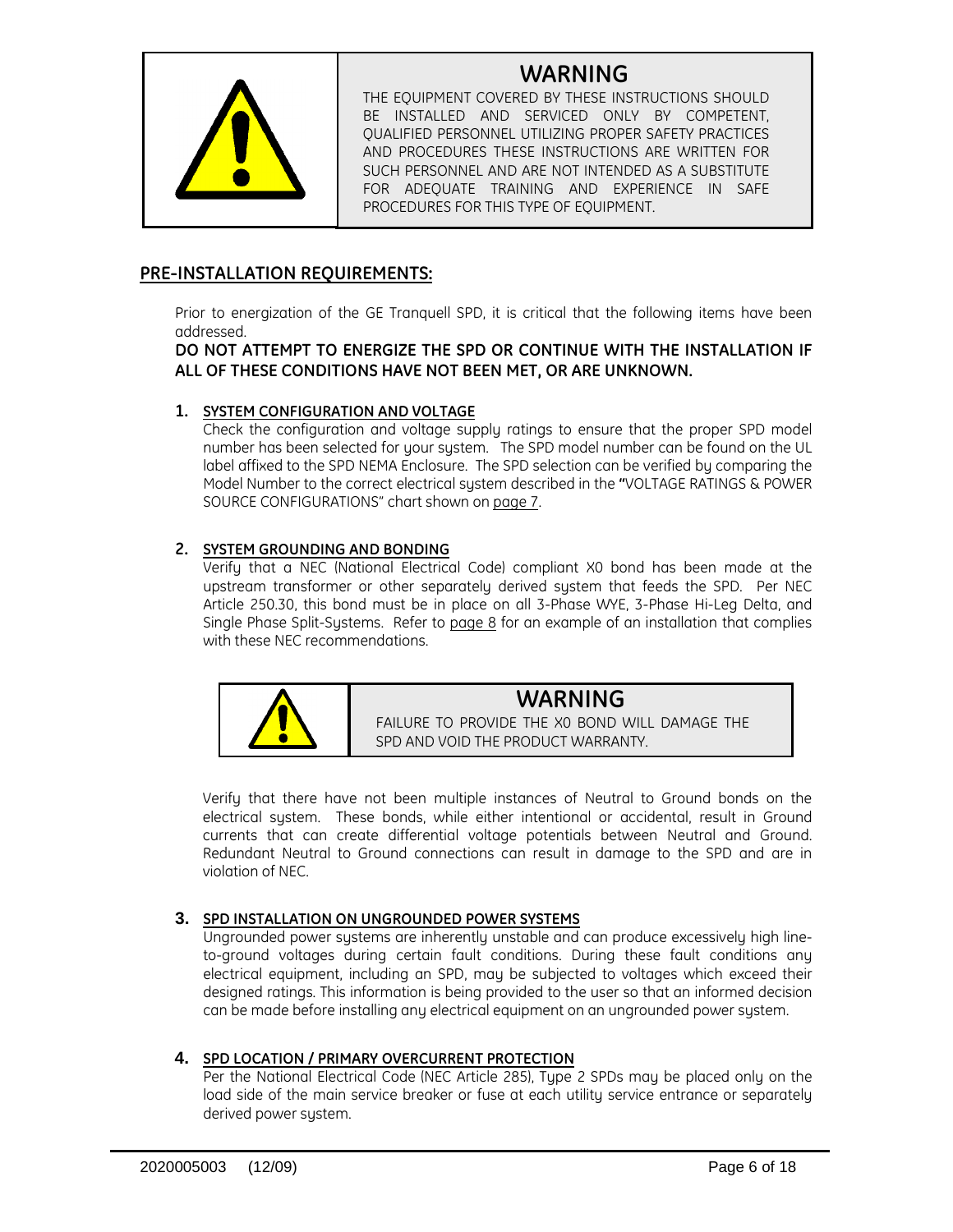## WARNING

THE EQUIPMENT COVERED BY THESE INSTRUCTIONS SHOULD BE INSTALLED AND SERVICED ONLY BY COMPETENT, QUALIFIED PERSONNEL UTILIZING PROPER SAFETY PRACTICES AND PROCEDURES THESE INSTRUCTIONS ARE WRITTEN FOR SUCH PERSONNEL AND ARE NOT INTENDED AS A SUBSTITUTE FOR ADEQUATE TRAINING AND EXPERIENCE IN SAFE PROCEDURES FOR THIS TYPE OF EQUIPMENT.

## PRE-INSTALLATION REQUIREMENTS:

Prior to energization of the GE Tranquell SPD, it is critical that the following items have been addressed.

**DO NOT ATTEMPT TO ENERGIZE THE SPD OR CONTINUE WITH THE INSTALLATION IF ALL OF THESE CONDITIONS HAVE NOT BEEN MET, OR ARE UNKNOWN.**

### 1. SYSTEM CONFIGURATION AND VOLTAGE

Check the configuration and voltage supply ratings to ensure that the proper SPD model number has been selected for your system. The SPD model number can be found on the UL label affixed to the SPD NEMA Enclosure. The SPD selection can be verified by comparing the Model Number to the correct electrical system described in the "VOLTAGE RATINGS & POWER SOURCE CONFIGURATIONS" chart shown on page 7.

### 2. SYSTEM GROUNDING AND BONDING

Verify that a NEC (National Electrical Code) compliant X0 bond has been made at the upstream transformer or other separately derived system that feeds the SPD. Per NEC Article 250.30, this bond must be in place on all 3-Phase WYE, 3-Phase Hi-Leg Delta, and Single Phase Split-Systems. Refer to page 8 for an example of an installation that complies with these NEC recommendations.

## WARNING

FAILURE TO PROVIDE THE X0 BOND WILL DAMAGE THE SPD AND VOID THE PRODUCT WARRANTY.

Verify that there have not been multiple instances of Neutral to Ground bonds on the electrical system. These bonds, while either intentional or accidental, result in Ground currents that can create differential voltage potentials between Neutral and Ground. Redundant Neutral to Ground connections can result in damage to the SPD and are in violation of NEC.

### 3. SPD INSTALLATION ON UNGROUNDED POWER SYSTEMS

Ungrounded power systems are inherently unstable and can produce excessively high line-to-ground voltages during certain fault conditions. During these fault conditions any electrical equipment, including an SPD, may be subjected to voltages which exceed their designed ratings. This information is being provided to the user so that an informed decision can be made before installing any electrical equipment on an ungrounded power system.

### 4. SPD LOCATION / PRIMARY OVERCURRENT PROTECTION

Per the National Electrical Code (NEC Article 285), Type 2 SPDs may be placed only on the load side of the main service breaker or fuse at each utility service entrance or separately derived power system.

2020005003 (12/09)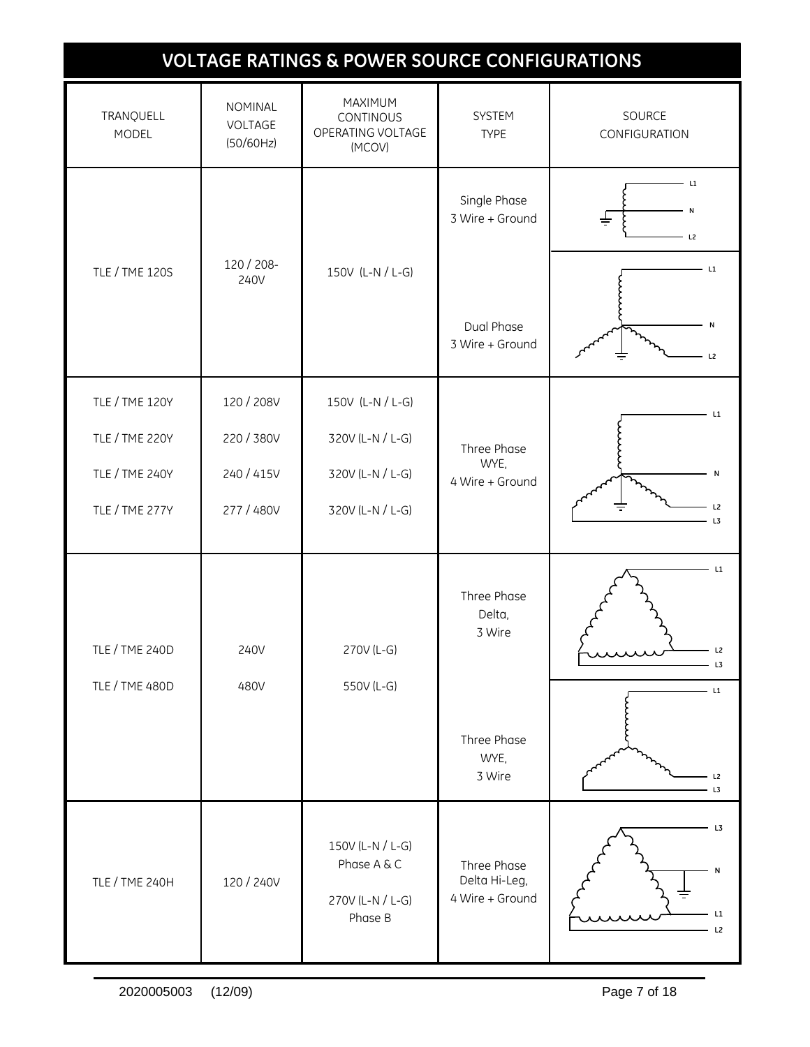# VOLTAGE RATINGS & POWER SOURCE CONFIGURATIONS

| TRANQUELL MODEL | NOMINAL VOLTAGE (50/60Hz) | MAXIMUM CONTINOUS OPERATING VOLTAGE (MCOV) | SYSTEM TYPE | SOURCE CONFIGURATION |
|---|---|---|---|---|
| TLE / TME 120S | 120 / 208-240V | 150V (L-N / L-G) | Single Phase 3 Wire + Ground | L1, N, L2 |
| | | | Dual Phase 3 Wire + Ground | L1, N, L2 |
| TLE / TME 120Y<br>TLE / TME 220Y<br>TLE / TME 240Y<br>TLE / TME 277Y | 120 / 208V<br>220 / 380V<br>240 / 415V<br>277 / 480V | 150V (L-N / L-G)<br>320V (L-N / L-G)<br>320V (L-N / L-G)<br>320V (L-N / L-G) | Three Phase WYE, 4 Wire + Ground | L1, N, L2, L3 |
| TLE / TME 240D<br>TLE / TME 480D | 240V<br>480V | 270V (L-G)<br>550V (L-G) | Three Phase Delta, 3 Wire | L1, L2, L3 |
| | | | Three Phase WYE, 3 Wire | L1, L2, L3 |
| TLE / TME 240H | 120 / 240V | 150V (L-N / L-G) Phase A & C<br>270V (L-N / L-G) Phase B | Three Phase Delta Hi-Leg, 4 Wire + Ground | L3, N, L1, L2 |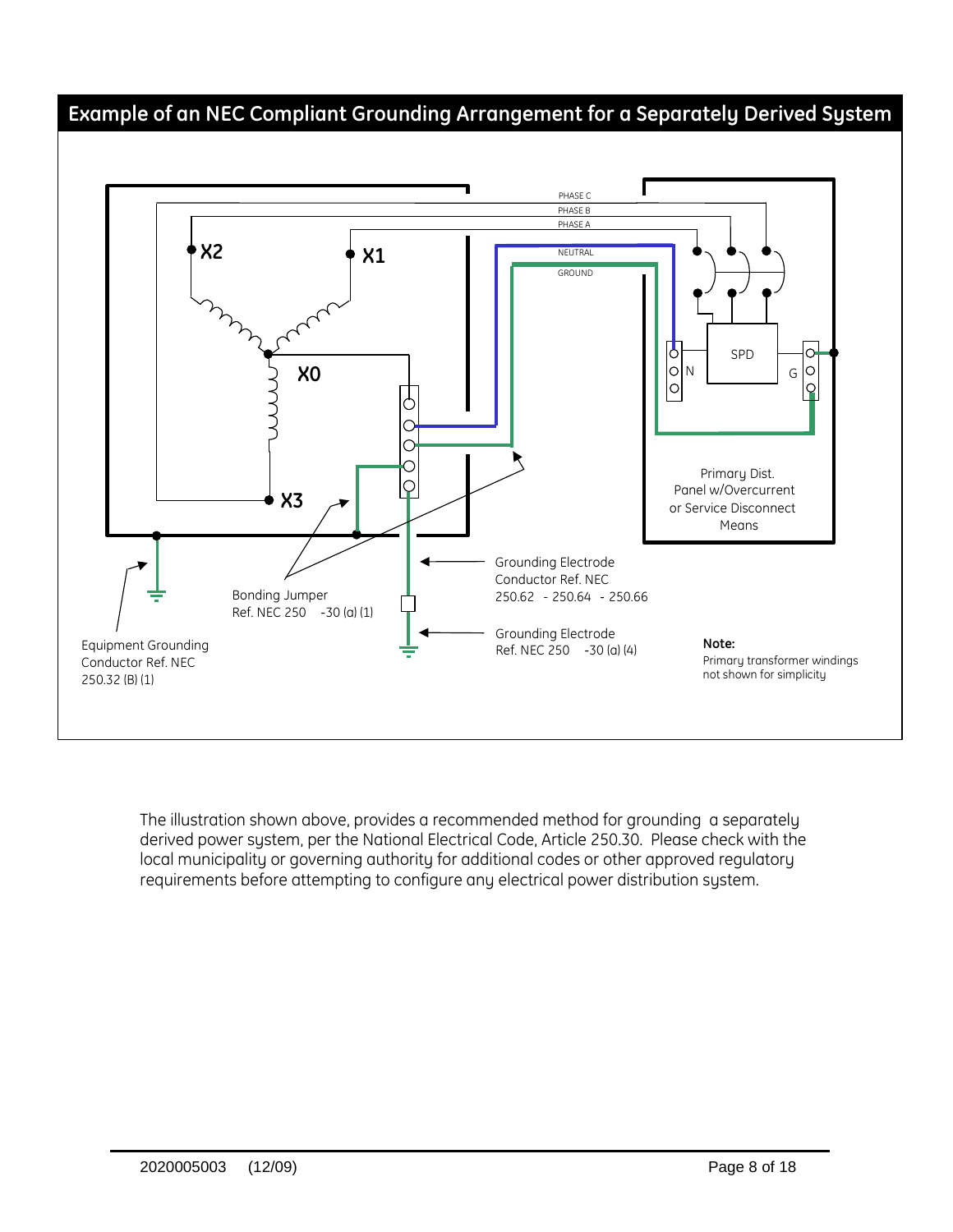## Example of an NEC Compliant Grounding Arrangement for a Separately Derived System

PHASE C
PHASE B
PHASE A
NEUTRAL
GROUND

X2
X1
X0
X3

SPD
N
G

Primary Dist. Panel w/Overcurrent or Service Disconnect Means

Grounding Electrode Conductor Ref. NEC 250.62 - 250.64 - 250.66

Grounding Electrode Ref. NEC 250 -30 (a) (4)

Bonding Jumper Ref. NEC 250 -30 (a) (1)

Equipment Grounding Conductor Ref. NEC 250.32 (B) (1)

**Note:**
Primary transformer windings not shown for simplicity

The illustration shown above, provides a recommended method for grounding a separately derived power system, per the National Electrical Code, Article 250.30. Please check with the local municipality or governing authority for additional codes or other approved regulatory requirements before attempting to configure any electrical power distribution system.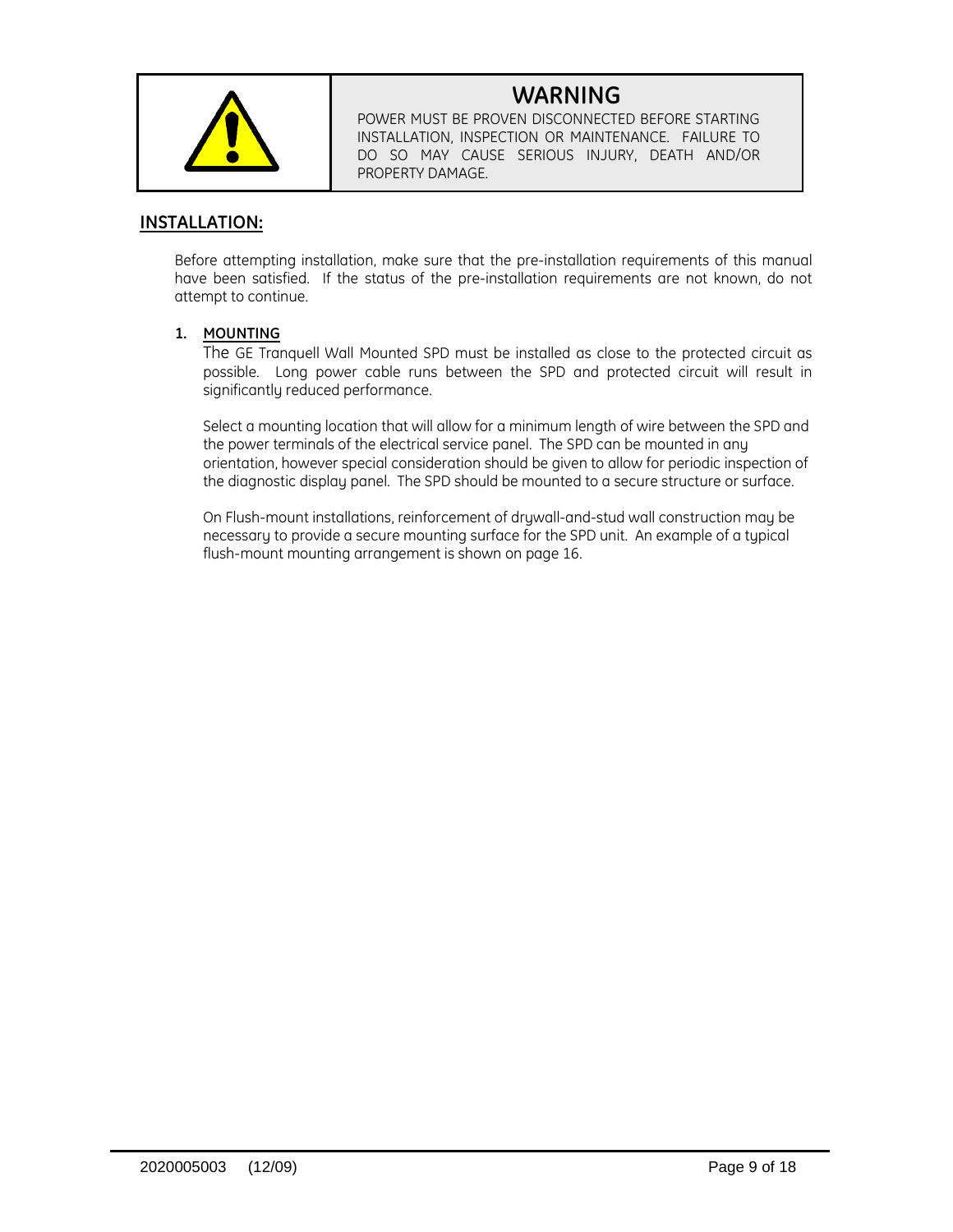**WARNING**

POWER MUST BE PROVEN DISCONNECTED BEFORE STARTING INSTALLATION, INSPECTION OR MAINTENANCE. FAILURE TO DO SO MAY CAUSE SERIOUS INJURY, DEATH AND/OR PROPERTY DAMAGE.

## INSTALLATION:

Before attempting installation, make sure that the pre-installation requirements of this manual have been satisfied. If the status of the pre-installation requirements are not known, do not attempt to continue.

### 1. MOUNTING

The GE Tranquell Wall Mounted SPD must be installed as close to the protected circuit as possible. Long power cable runs between the SPD and protected circuit will result in significantly reduced performance.

Select a mounting location that will allow for a minimum length of wire between the SPD and the power terminals of the electrical service panel. The SPD can be mounted in any orientation, however special consideration should be given to allow for periodic inspection of the diagnostic display panel. The SPD should be mounted to a secure structure or surface.

On Flush-mount installations, reinforcement of drywall-and-stud wall construction may be necessary to provide a secure mounting surface for the SPD unit. An example of a typical flush-mount mounting arrangement is shown on page 16.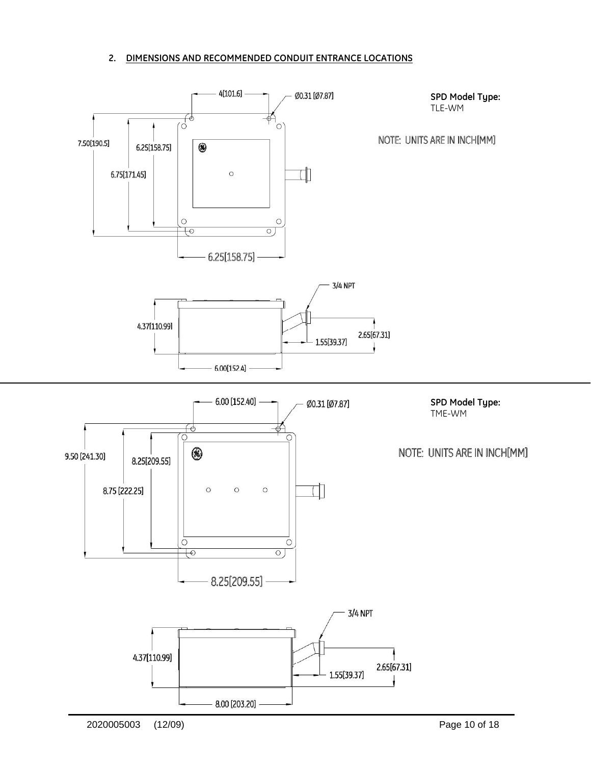## 2. DIMENSIONS AND RECOMMENDED CONDUIT ENTRANCE LOCATIONS

**SPD Model Type:**
TLE-WM

NOTE: UNITS ARE IN INCH[MM]

4[101.6]
Ø0.31 [Ø7.87]
7.50[190.5]
6.25[158.75]
6.75[171.45]
6.25[158.75]
3/4 NPT
4.37[110.99]
1.55[39.37]
2.65[67.31]
6.00[152.4]

**SPD Model Type:**
TME-WM

NOTE: UNITS ARE IN INCH[MM]

6.00 [152.40]
Ø0.31 [Ø7.87]
9.50 [241.30]
8.25[209.55]
8.75 [222.25]
8.25[209.55]
3/4 NPT
4.37[110.99]
1.55[39.37]
2.65[67.31]
8.00 [203.20]

2020005003 (12/09)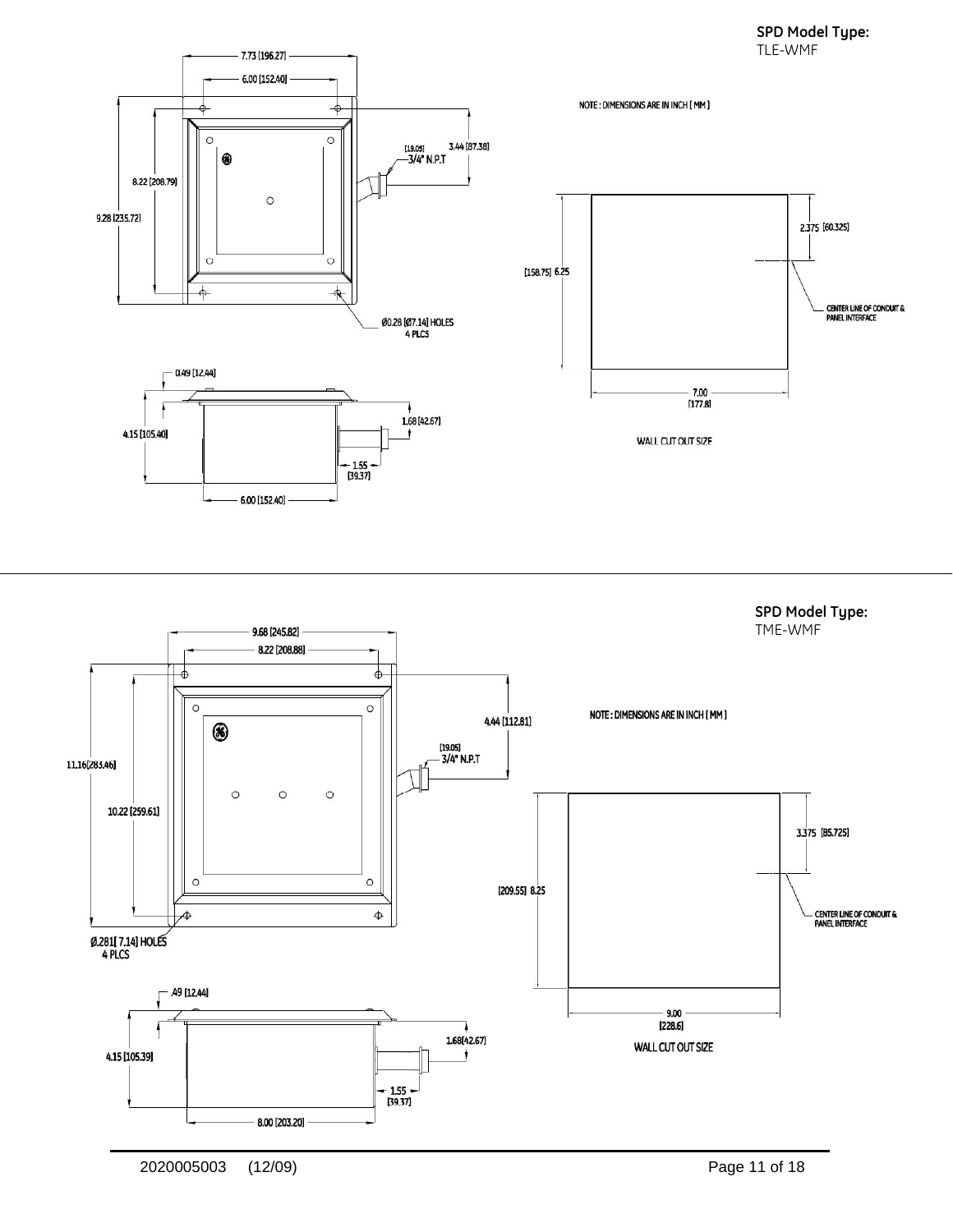**SPD Model Type:**
TLE-WMF

NOTE : DIMENSIONS ARE IN INCH [ MM ]

7.73 [196.27]

6.00 [152.40]

8.22 [208.79]

9.28 [235.72]

[19.05]
3/4" N.P.T

3.44 [87.38]

Ø0.28 [Ø7.14] HOLES
4 PLCS

0.49 [12.44]

4.15 [105.40]

1.68 [42.67]

1.55
[39.37]

6.00 [152.40]

[158.75] 6.25

2.375 [60.325]

CENTER LINE OF CONDUIT & PANEL INTERFACE

7.00
[177.8]

WALL CUT OUT SIZE

---

**SPD Model Type:**
TME-WMF

NOTE : DIMENSIONS ARE IN INCH [ MM ]

9.68 [245.82]

8.22 [208.88]

11.16[283.46]

10.22 [259.61]

4.44 [112.81]

[19.05]
3/4" N.P.T

Ø.281[ 7.14] HOLES
4 PLCS

.49 [12.44]

4.15 [105.39]

1.68[42.67]

1.55
[39.37]

8.00 [203.20]

[209.55] 8.25

3.375 [85.725]

CENTER LINE OF CONDUIT & PANEL INTERFACE

9.00
[228.6]

WALL CUT OUT SIZE

2020005003 (12/09)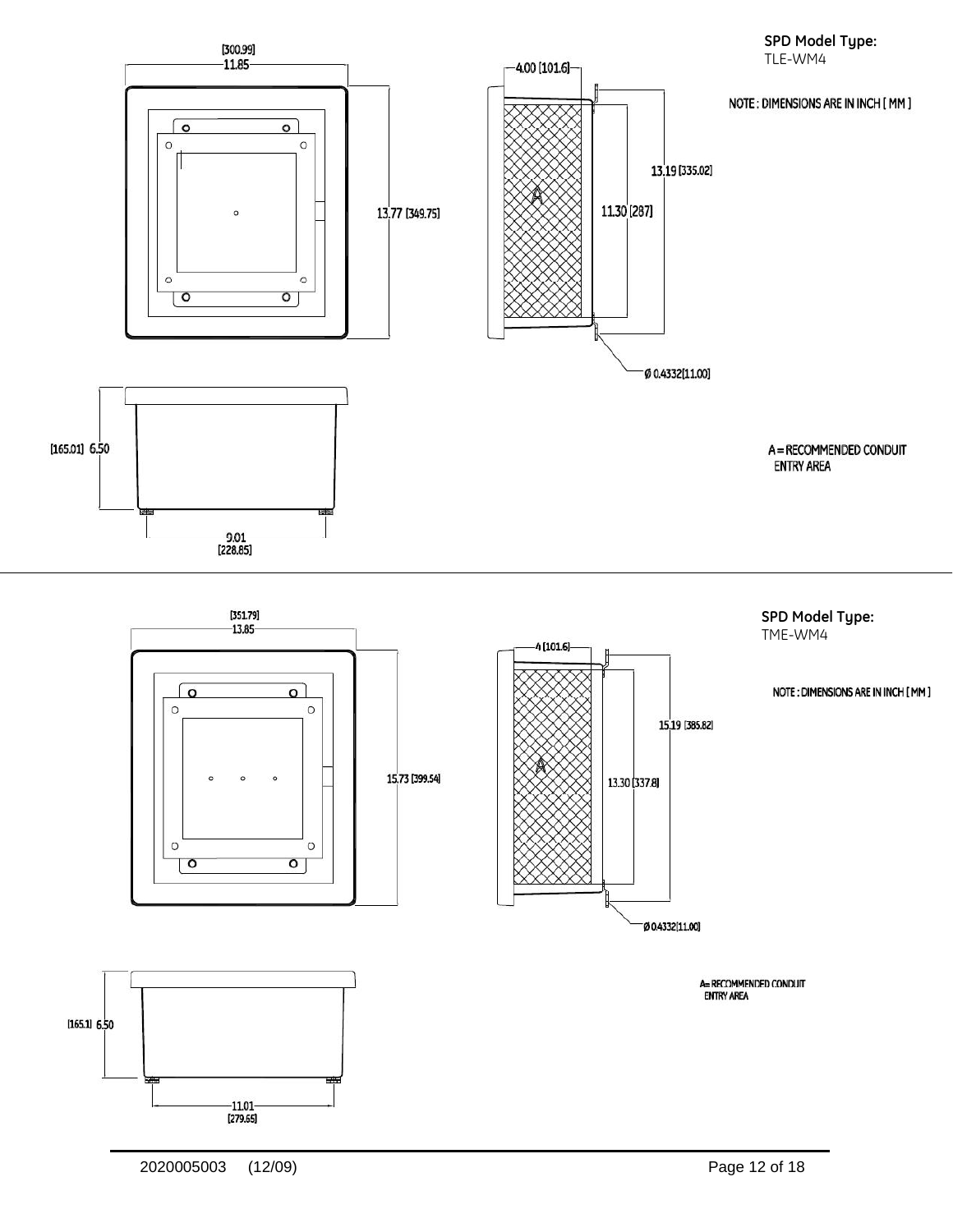**SPD Model Type:**
TLE-WM4

NOTE : DIMENSIONS ARE IN INCH [ MM ]

[300.99]
11.85

13.77 [349.75]

4.00 [101.6]

13.19 [335.02]

11.30 [287]

A

Ø 0.4332[11.00]

[165.01] 6.50

9.01
[228.85]

A = RECOMMENDED CONDUIT ENTRY AREA

---

**SPD Model Type:**
TME-WM4

NOTE : DIMENSIONS ARE IN INCH [ MM ]

[351.79]
13.85

15.73 [399.54]

4 [101.6]

15.19 [385.82]

13.30 [337.8]

A

Ø 0.4332[11.00]

[165.1] 6.50

11.01
[279.65]

A= RECOMMENDED CONDUIT ENTRY AREA

2020005003 (12/09)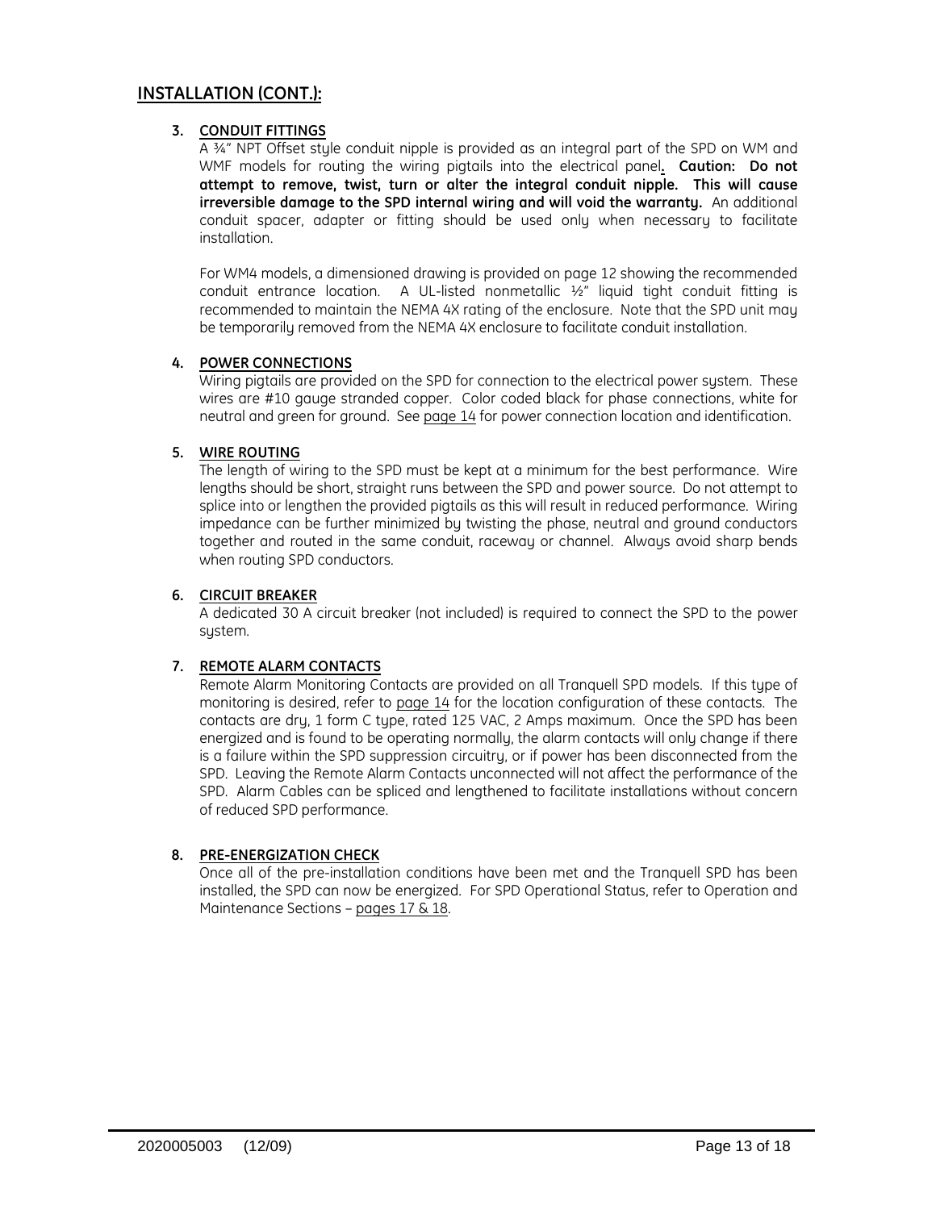## INSTALLATION (CONT.):

3. **CONDUIT FITTINGS**

   A ¾" NPT Offset style conduit nipple is provided as an integral part of the SPD on WM and WMF models for routing the wiring pigtails into the electrical panel**.** **Caution: Do not attempt to remove, twist, turn or alter the integral conduit nipple. This will cause irreversible damage to the SPD internal wiring and will void the warranty.** An additional conduit spacer, adapter or fitting should be used only when necessary to facilitate installation.

   For WM4 models, a dimensioned drawing is provided on page 12 showing the recommended conduit entrance location. A UL-listed nonmetallic ½" liquid tight conduit fitting is recommended to maintain the NEMA 4X rating of the enclosure. Note that the SPD unit may be temporarily removed from the NEMA 4X enclosure to facilitate conduit installation.

4. **POWER CONNECTIONS**

   Wiring pigtails are provided on the SPD for connection to the electrical power system. These wires are #10 gauge stranded copper. Color coded black for phase connections, white for neutral and green for ground. See page 14 for power connection location and identification.

5. **WIRE ROUTING**

   The length of wiring to the SPD must be kept at a minimum for the best performance. Wire lengths should be short, straight runs between the SPD and power source. Do not attempt to splice into or lengthen the provided pigtails as this will result in reduced performance. Wiring impedance can be further minimized by twisting the phase, neutral and ground conductors together and routed in the same conduit, raceway or channel. Always avoid sharp bends when routing SPD conductors.

6. **CIRCUIT BREAKER**

   A dedicated 30 A circuit breaker (not included) is required to connect the SPD to the power system.

7. **REMOTE ALARM CONTACTS**

   Remote Alarm Monitoring Contacts are provided on all Tranquell SPD models. If this type of monitoring is desired, refer to page 14 for the location configuration of these contacts. The contacts are dry, 1 form C type, rated 125 VAC, 2 Amps maximum. Once the SPD has been energized and is found to be operating normally, the alarm contacts will only change if there is a failure within the SPD suppression circuitry, or if power has been disconnected from the SPD. Leaving the Remote Alarm Contacts unconnected will not affect the performance of the SPD. Alarm Cables can be spliced and lengthened to facilitate installations without concern of reduced SPD performance.

8. **PRE-ENERGIZATION CHECK**

   Once all of the pre-installation conditions have been met and the Tranquell SPD has been installed, the SPD can now be energized. For SPD Operational Status, refer to Operation and Maintenance Sections – pages 17 & 18.

2020005003 (12/09)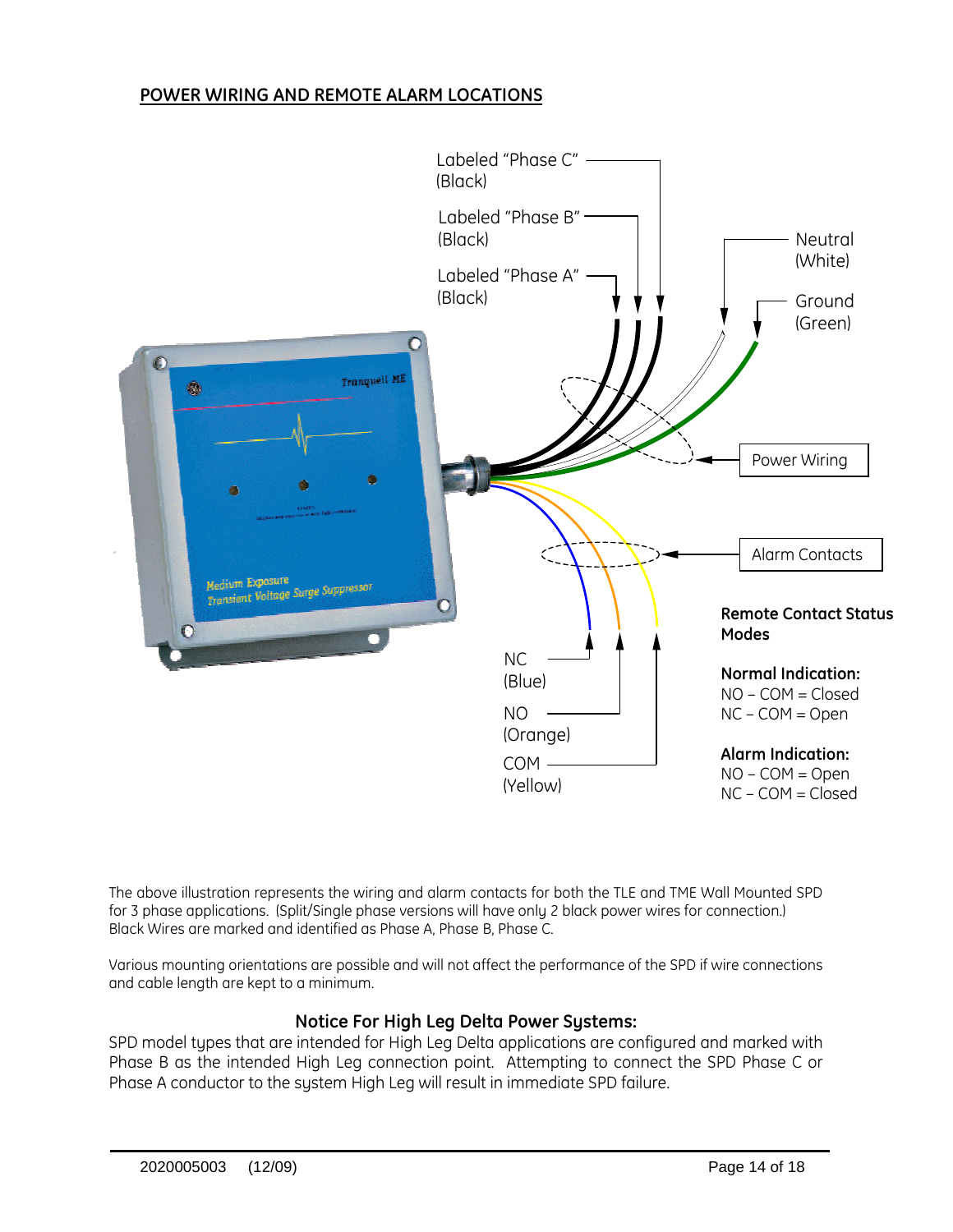## POWER WIRING AND REMOTE ALARM LOCATIONS

Labeled "Phase C" (Black)

Labeled "Phase B" (Black)

Labeled "Phase A" (Black)

Neutral (White)

Ground (Green)

Power Wiring

Alarm Contacts

NC (Blue)

NO (Orange)

COM (Yellow)

**Remote Contact Status Modes**

**Normal Indication:**
NO – COM = Closed
NC – COM = Open

**Alarm Indication:**
NO – COM = Open
NC – COM = Closed

The above illustration represents the wiring and alarm contacts for both the TLE and TME Wall Mounted SPD for 3 phase applications. (Split/Single phase versions will have only 2 black power wires for connection.) Black Wires are marked and identified as Phase A, Phase B, Phase C.

Various mounting orientations are possible and will not affect the performance of the SPD if wire connections and cable length are kept to a minimum.

### Notice For High Leg Delta Power Systems:

SPD model types that are intended for High Leg Delta applications are configured and marked with Phase B as the intended High Leg connection point. Attempting to connect the SPD Phase C or Phase A conductor to the system High Leg will result in immediate SPD failure.

2020005003 (12/09)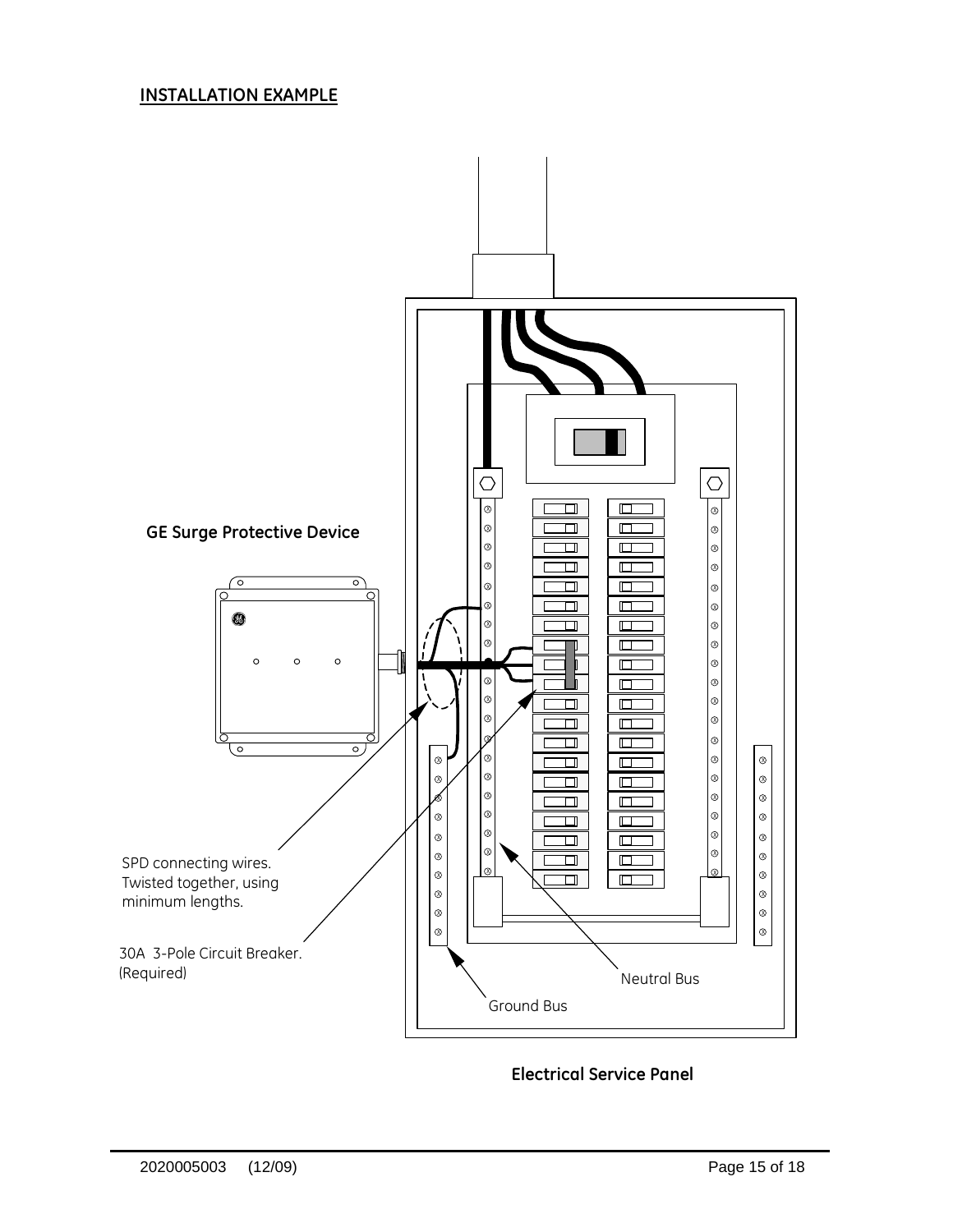## INSTALLATION EXAMPLE

GE Surge Protective Device

SPD connecting wires. Twisted together, using minimum lengths.

30A 3-Pole Circuit Breaker. (Required)

Neutral Bus

Ground Bus

Electrical Service Panel

2020005003 (12/09)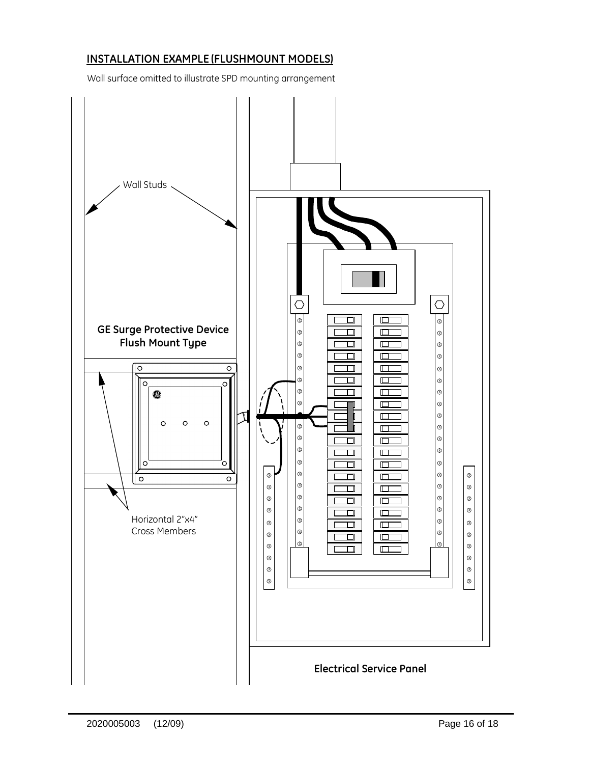## INSTALLATION EXAMPLE (FLUSHMOUNT MODELS)

Wall surface omitted to illustrate SPD mounting arrangement

Wall Studs

**GE Surge Protective Device Flush Mount Type**

Horizontal 2"x4" Cross Members

**Electrical Service Panel**

2020005003 (12/09)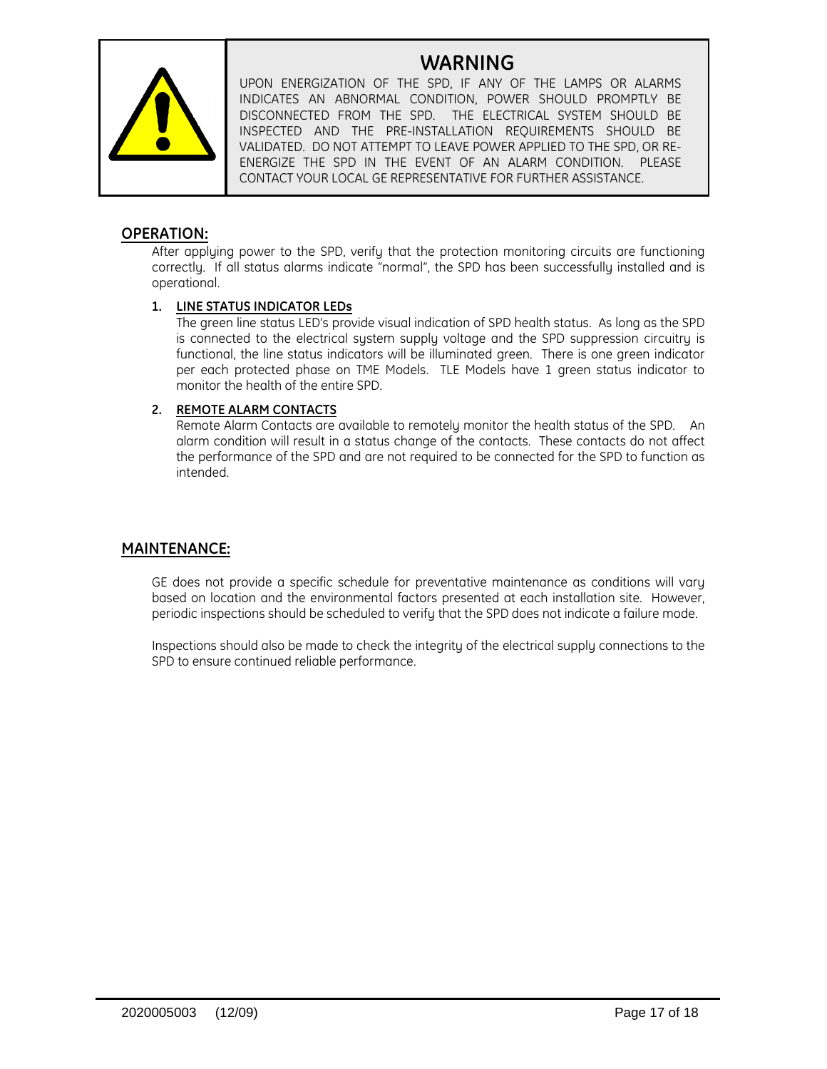## WARNING

UPON ENERGIZATION OF THE SPD, IF ANY OF THE LAMPS OR ALARMS INDICATES AN ABNORMAL CONDITION, POWER SHOULD PROMPTLY BE DISCONNECTED FROM THE SPD. THE ELECTRICAL SYSTEM SHOULD BE INSPECTED AND THE PRE-INSTALLATION REQUIREMENTS SHOULD BE VALIDATED. DO NOT ATTEMPT TO LEAVE POWER APPLIED TO THE SPD, OR RE-ENERGIZE THE SPD IN THE EVENT OF AN ALARM CONDITION. PLEASE CONTACT YOUR LOCAL GE REPRESENTATIVE FOR FURTHER ASSISTANCE.

## OPERATION:

After applying power to the SPD, verify that the protection monitoring circuits are functioning correctly. If all status alarms indicate "normal", the SPD has been successfully installed and is operational.

1. **LINE STATUS INDICATOR LEDs**

   The green line status LED's provide visual indication of SPD health status. As long as the SPD is connected to the electrical system supply voltage and the SPD suppression circuitry is functional, the line status indicators will be illuminated green. There is one green indicator per each protected phase on TME Models. TLE Models have 1 green status indicator to monitor the health of the entire SPD.

2. **REMOTE ALARM CONTACTS**

   Remote Alarm Contacts are available to remotely monitor the health status of the SPD. An alarm condition will result in a status change of the contacts. These contacts do not affect the performance of the SPD and are not required to be connected for the SPD to function as intended.

## MAINTENANCE:

GE does not provide a specific schedule for preventative maintenance as conditions will vary based on location and the environmental factors presented at each installation site. However, periodic inspections should be scheduled to verify that the SPD does not indicate a failure mode.

Inspections should also be made to check the integrity of the electrical supply connections to the SPD to ensure continued reliable performance.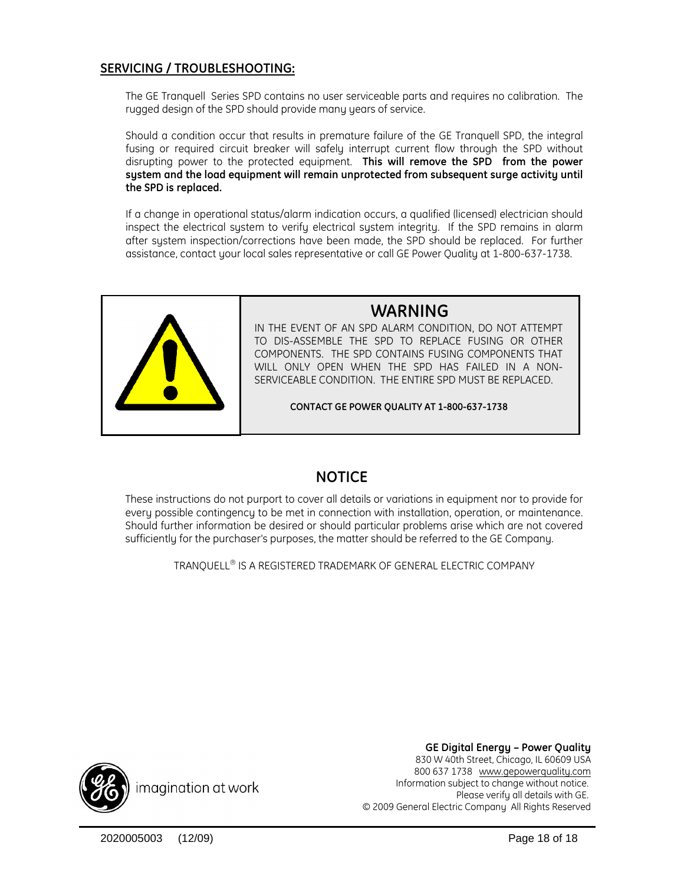## SERVICING / TROUBLESHOOTING:

The GE Tranquell Series SPD contains no user serviceable parts and requires no calibration. The rugged design of the SPD should provide many years of service.

Should a condition occur that results in premature failure of the GE Tranquell SPD, the integral fusing or required circuit breaker will safely interrupt current flow through the SPD without disrupting power to the protected equipment. **This will remove the SPD from the power system and the load equipment will remain unprotected from subsequent surge activity until the SPD is replaced.**

If a change in operational status/alarm indication occurs, a qualified (licensed) electrician should inspect the electrical system to verify electrical system integrity. If the SPD remains in alarm after system inspection/corrections have been made, the SPD should be replaced. For further assistance, contact your local sales representative or call GE Power Quality at 1-800-637-1738.

### WARNING

IN THE EVENT OF AN SPD ALARM CONDITION, DO NOT ATTEMPT TO DIS-ASSEMBLE THE SPD TO REPLACE FUSING OR OTHER COMPONENTS. THE SPD CONTAINS FUSING COMPONENTS THAT WILL ONLY OPEN WHEN THE SPD HAS FAILED IN A NON-SERVICEABLE CONDITION. THE ENTIRE SPD MUST BE REPLACED.

**CONTACT GE POWER QUALITY AT 1-800-637-1738**

### NOTICE

These instructions do not purport to cover all details or variations in equipment nor to provide for every possible contingency to be met in connection with installation, operation, or maintenance. Should further information be desired or should particular problems arise which are not covered sufficiently for the purchaser's purposes, the matter should be referred to the GE Company.

TRANQUELL® IS A REGISTERED TRADEMARK OF GENERAL ELECTRIC COMPANY

imagination at work

**GE Digital Energy – Power Quality**
830 W 40th Street, Chicago, IL 60609 USA
800 637 1738 www.gepowerquality.com
Information subject to change without notice.
Please verify all details with GE.
© 2009 General Electric Company All Rights Reserved

2020005003 (12/09)